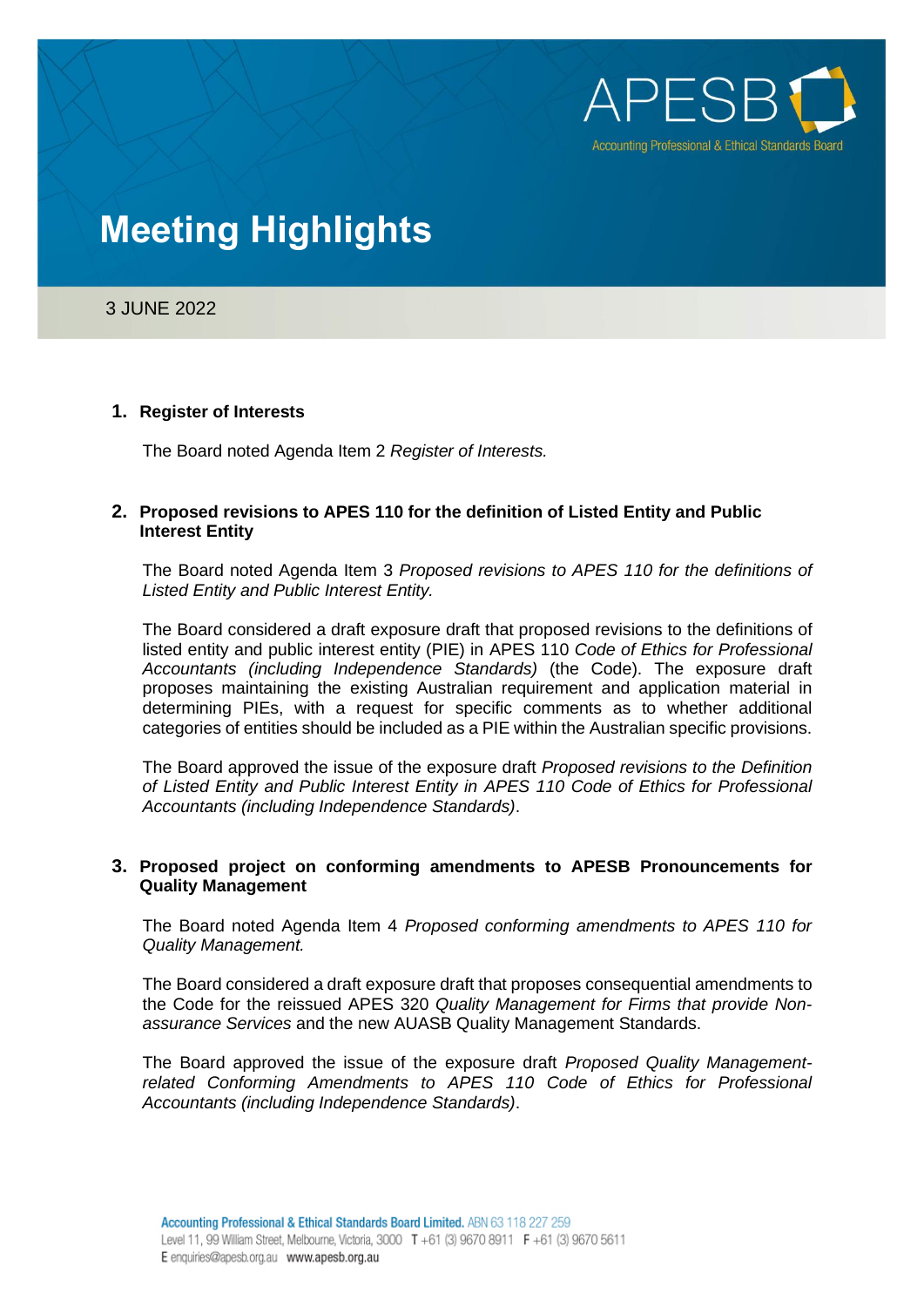APESB
Accounting Professional & Ethical Standards Board

# Meeting Highlights

3 JUNE 2022

## 1. Register of Interests

The Board noted Agenda Item 2 *Register of Interests.*

## 2. Proposed revisions to APES 110 for the definition of Listed Entity and Public Interest Entity

The Board noted Agenda Item 3 *Proposed revisions to APES 110 for the definitions of Listed Entity and Public Interest Entity.*

The Board considered a draft exposure draft that proposed revisions to the definitions of listed entity and public interest entity (PIE) in APES 110 *Code of Ethics for Professional Accountants (including Independence Standards)* (the Code). The exposure draft proposes maintaining the existing Australian requirement and application material in determining PIEs, with a request for specific comments as to whether additional categories of entities should be included as a PIE within the Australian specific provisions.

The Board approved the issue of the exposure draft *Proposed revisions to the Definition of Listed Entity and Public Interest Entity in APES 110 Code of Ethics for Professional Accountants (including Independence Standards)*.

## 3. Proposed project on conforming amendments to APESB Pronouncements for Quality Management

The Board noted Agenda Item 4 *Proposed conforming amendments to APES 110 for Quality Management.*

The Board considered a draft exposure draft that proposes consequential amendments to the Code for the reissued APES 320 *Quality Management for Firms that provide Non-assurance Services* and the new AUASB Quality Management Standards.

The Board approved the issue of the exposure draft *Proposed Quality Management-related Conforming Amendments to APES 110 Code of Ethics for Professional Accountants (including Independence Standards)*.

**Accounting Professional & Ethical Standards Board Limited.** ABN 63 118 227 259
Level 11, 99 William Street, Melbourne, Victoria, 3000 T +61 (3) 9670 8911 F +61 (3) 9670 5611
E enquiries@apesb.org.au **www.apesb.org.au**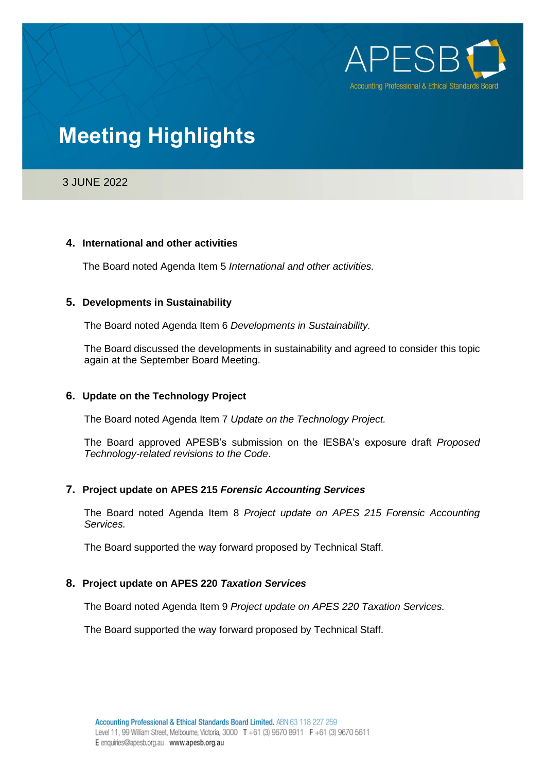# Meeting Highlights

3 JUNE 2022

## 4. International and other activities

The Board noted Agenda Item 5 *International and other activities.*

## 5. Developments in Sustainability

The Board noted Agenda Item 6 *Developments in Sustainability.*

The Board discussed the developments in sustainability and agreed to consider this topic again at the September Board Meeting.

## 6. Update on the Technology Project

The Board noted Agenda Item 7 *Update on the Technology Project.*

The Board approved APESB's submission on the IESBA's exposure draft *Proposed Technology-related revisions to the Code*.

## 7. Project update on APES 215 *Forensic Accounting Services*

The Board noted Agenda Item 8 *Project update on APES 215 Forensic Accounting Services.*

The Board supported the way forward proposed by Technical Staff.

## 8. Project update on APES 220 *Taxation Services*

The Board noted Agenda Item 9 *Project update on APES 220 Taxation Services.*

The Board supported the way forward proposed by Technical Staff.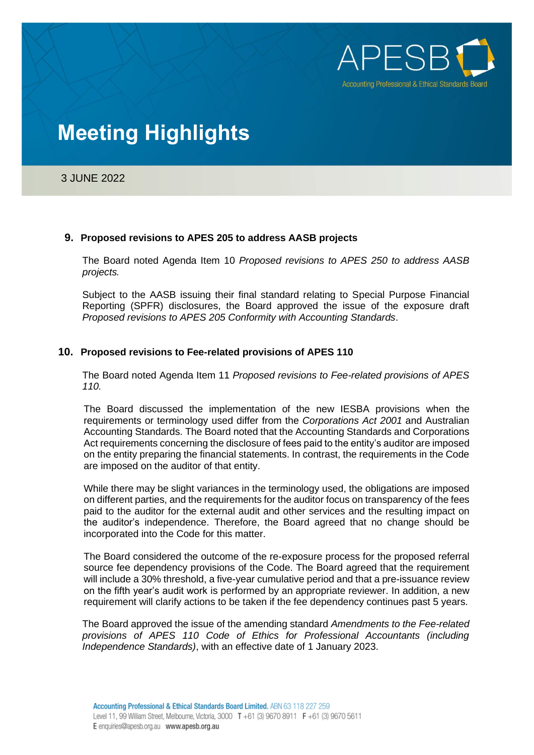# Meeting Highlights

3 JUNE 2022

## 9. Proposed revisions to APES 205 to address AASB projects

The Board noted Agenda Item 10 *Proposed revisions to APES 250 to address AASB projects.*

Subject to the AASB issuing their final standard relating to Special Purpose Financial Reporting (SPFR) disclosures, the Board approved the issue of the exposure draft *Proposed revisions to APES 205 Conformity with Accounting Standards*.

## 10. Proposed revisions to Fee-related provisions of APES 110

The Board noted Agenda Item 11 *Proposed revisions to Fee-related provisions of APES 110.*

The Board discussed the implementation of the new IESBA provisions when the requirements or terminology used differ from the *Corporations Act 2001* and Australian Accounting Standards. The Board noted that the Accounting Standards and Corporations Act requirements concerning the disclosure of fees paid to the entity's auditor are imposed on the entity preparing the financial statements. In contrast, the requirements in the Code are imposed on the auditor of that entity.

While there may be slight variances in the terminology used, the obligations are imposed on different parties, and the requirements for the auditor focus on transparency of the fees paid to the auditor for the external audit and other services and the resulting impact on the auditor's independence. Therefore, the Board agreed that no change should be incorporated into the Code for this matter.

The Board considered the outcome of the re-exposure process for the proposed referral source fee dependency provisions of the Code. The Board agreed that the requirement will include a 30% threshold, a five-year cumulative period and that a pre-issuance review on the fifth year's audit work is performed by an appropriate reviewer. In addition, a new requirement will clarify actions to be taken if the fee dependency continues past 5 years.

The Board approved the issue of the amending standard *Amendments to the Fee-related provisions of APES 110 Code of Ethics for Professional Accountants (including Independence Standards)*, with an effective date of 1 January 2023.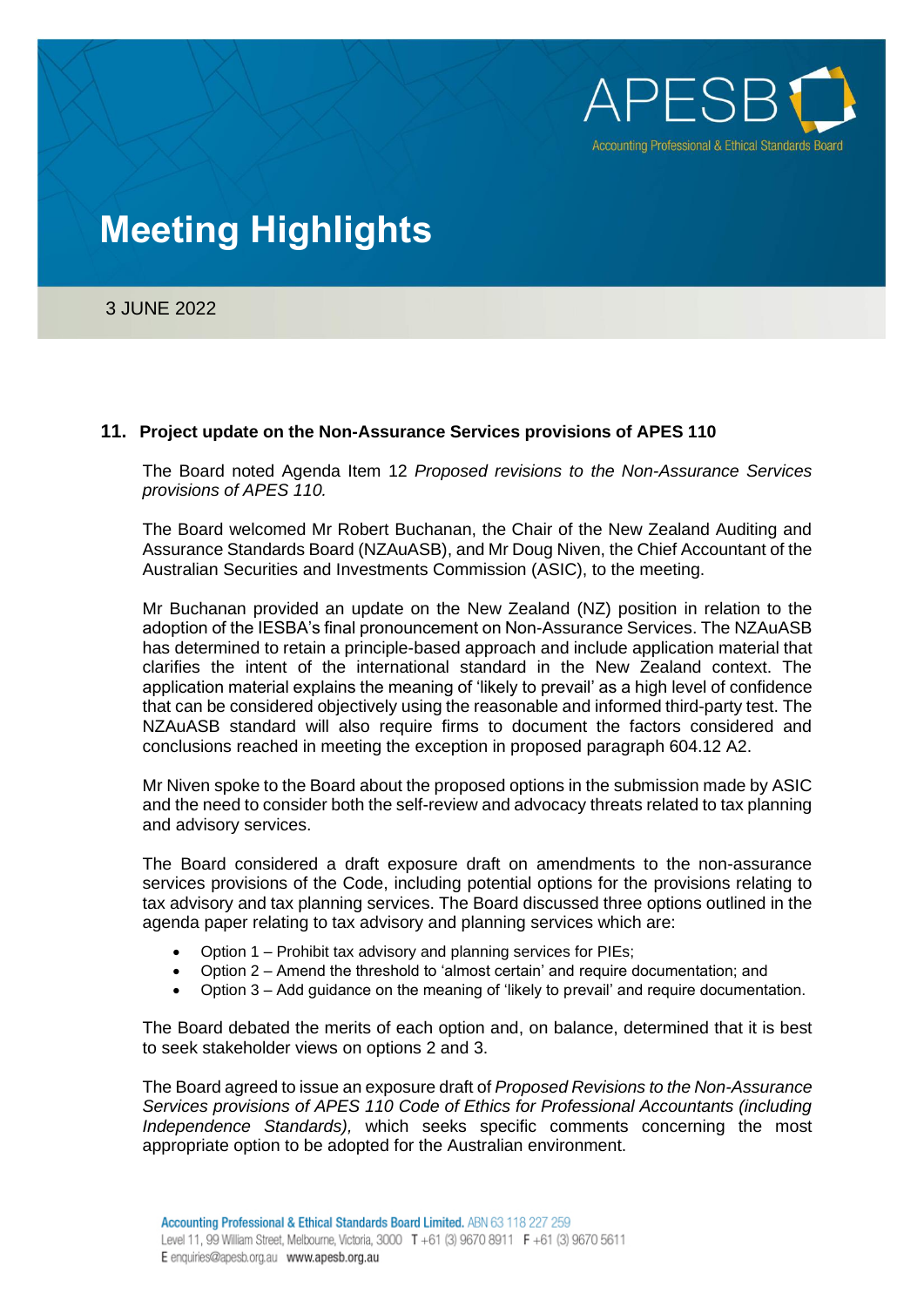# Meeting Highlights

3 JUNE 2022

## 11. Project update on the Non-Assurance Services provisions of APES 110

The Board noted Agenda Item 12 *Proposed revisions to the Non-Assurance Services provisions of APES 110.*

The Board welcomed Mr Robert Buchanan, the Chair of the New Zealand Auditing and Assurance Standards Board (NZAuASB), and Mr Doug Niven, the Chief Accountant of the Australian Securities and Investments Commission (ASIC), to the meeting.

Mr Buchanan provided an update on the New Zealand (NZ) position in relation to the adoption of the IESBA's final pronouncement on Non-Assurance Services. The NZAuASB has determined to retain a principle-based approach and include application material that clarifies the intent of the international standard in the New Zealand context. The application material explains the meaning of 'likely to prevail' as a high level of confidence that can be considered objectively using the reasonable and informed third-party test. The NZAuASB standard will also require firms to document the factors considered and conclusions reached in meeting the exception in proposed paragraph 604.12 A2.

Mr Niven spoke to the Board about the proposed options in the submission made by ASIC and the need to consider both the self-review and advocacy threats related to tax planning and advisory services.

The Board considered a draft exposure draft on amendments to the non-assurance services provisions of the Code, including potential options for the provisions relating to tax advisory and tax planning services. The Board discussed three options outlined in the agenda paper relating to tax advisory and planning services which are:

- Option 1 – Prohibit tax advisory and planning services for PIEs;
- Option 2 – Amend the threshold to 'almost certain' and require documentation; and
- Option 3 – Add guidance on the meaning of 'likely to prevail' and require documentation.

The Board debated the merits of each option and, on balance, determined that it is best to seek stakeholder views on options 2 and 3.

The Board agreed to issue an exposure draft of *Proposed Revisions to the Non-Assurance Services provisions of APES 110 Code of Ethics for Professional Accountants (including Independence Standards),* which seeks specific comments concerning the most appropriate option to be adopted for the Australian environment.